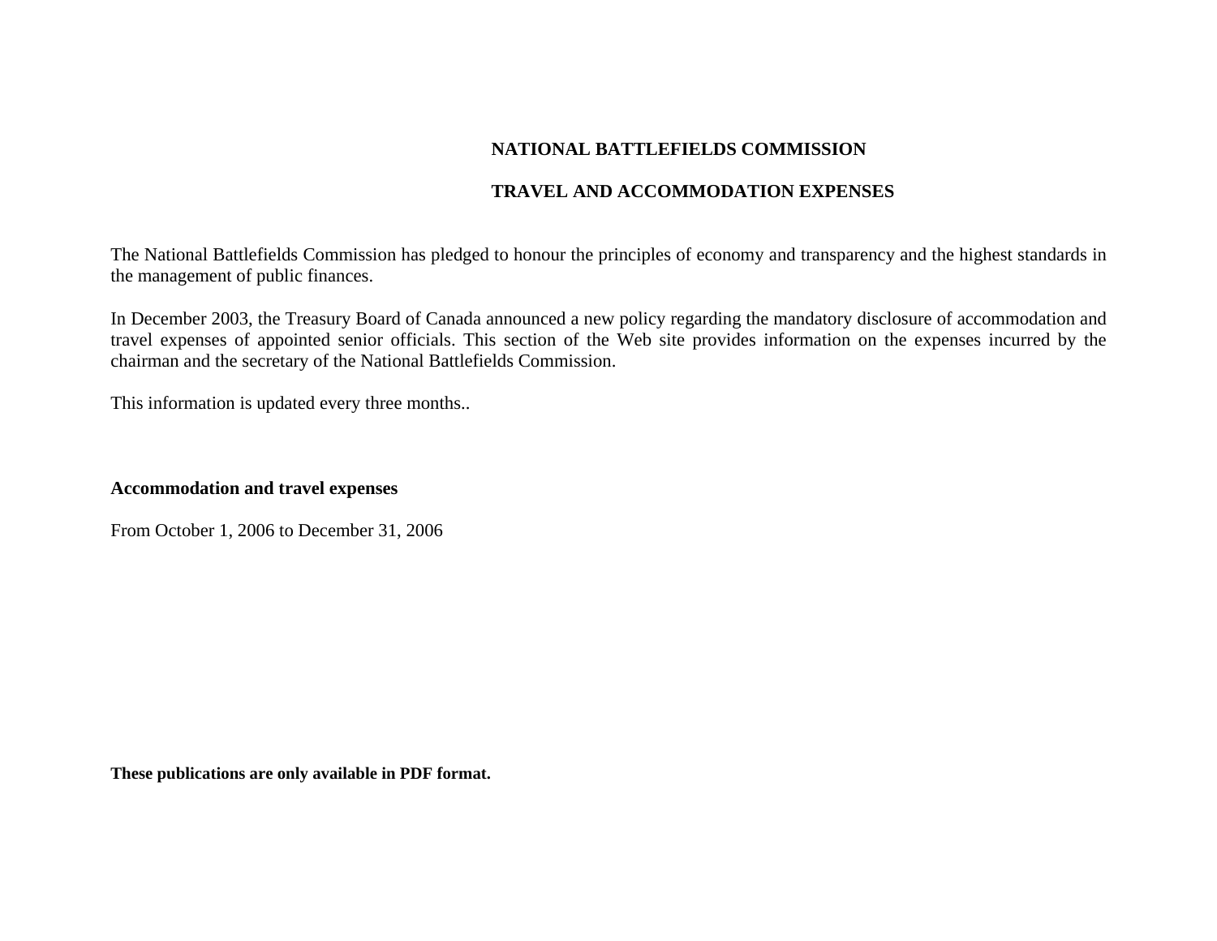# NATIONAL BATTLEFIELDS COMMISSION

## TRAVEL AND ACCOMMODATION EXPENSES

The National Battlefields Commission has pledged to honour the principles of economy and transparency and the highest standards in the management of public finances.

In December 2003, the Treasury Board of Canada announced a new policy regarding the mandatory disclosure of accommodation and travel expenses of appointed senior officials. This section of the Web site provides information on the expenses incurred by the chairman and the secretary of the National Battlefields Commission.

This information is updated every three months..

**Accommodation and travel expenses**

From October 1, 2006 to December 31, 2006

**These publications are only available in PDF format.**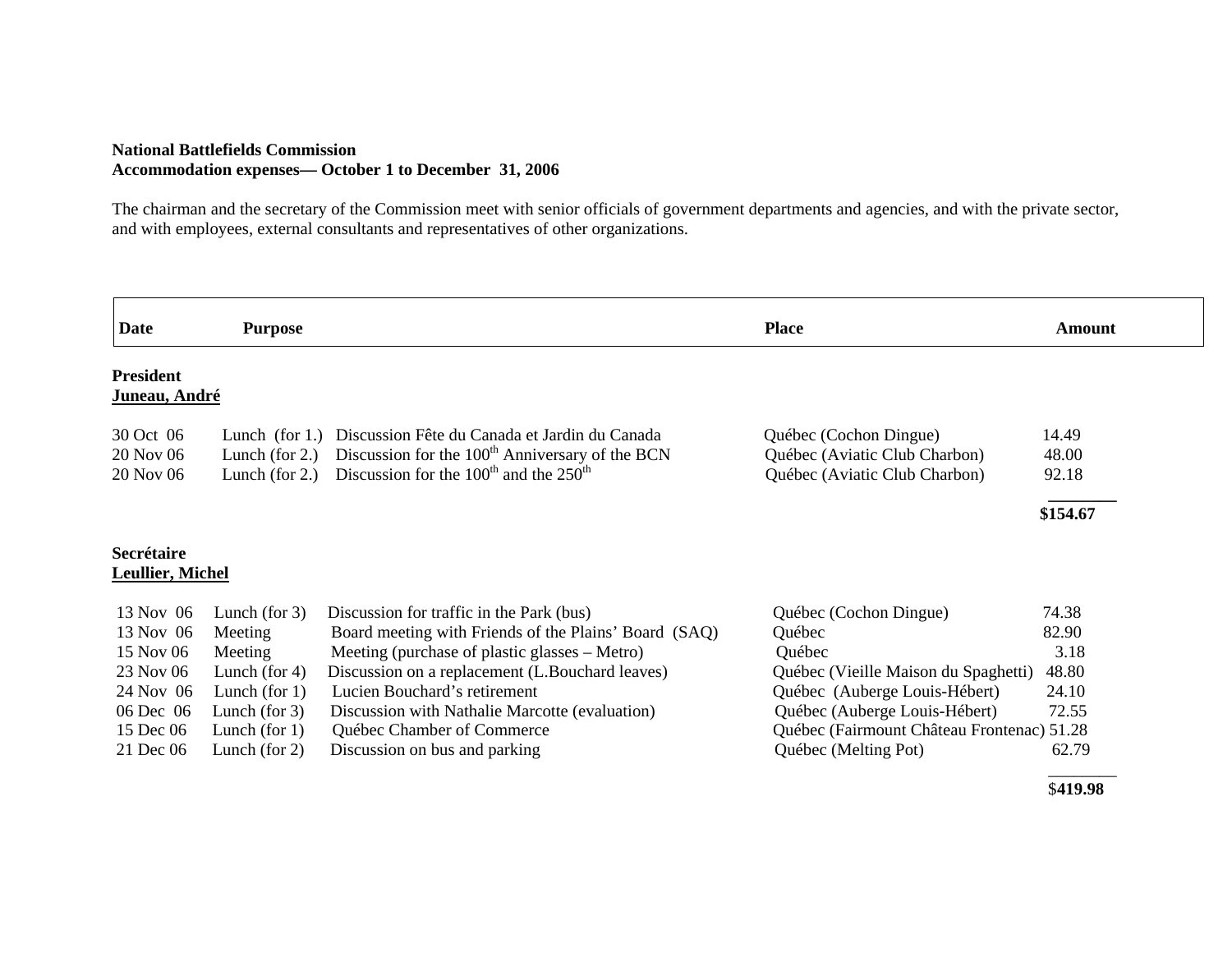**National Battlefields Commission**
**Accommodation expenses— October 1 to December 31, 2006**

The chairman and the secretary of the Commission meet with senior officials of government departments and agencies, and with the private sector, and with employees, external consultants and representatives of other organizations.

| Date | Purpose | | Place | Amount |
|---|---|---|---|---|
| **President** | | | | |
| **Juneau, André** | | | | |
| 30 Oct 06 | Lunch (for 1.) | Discussion Fête du Canada et Jardin du Canada | Québec (Cochon Dingue) | 14.49 |
| 20 Nov 06 | Lunch (for 2.) | Discussion for the 100th Anniversary of the BCN | Québec (Aviatic Club Charbon) | 48.00 |
| 20 Nov 06 | Lunch (for 2.) | Discussion for the 100th and the 250th | Québec (Aviatic Club Charbon) | 92.18 |
| | | | | **$154.67** |
| **Secrétaire** | | | | |
| **Leullier, Michel** | | | | |
| 13 Nov 06 | Lunch (for 3) | Discussion for traffic in the Park (bus) | Québec (Cochon Dingue) | 74.38 |
| 13 Nov 06 | Meeting | Board meeting with Friends of the Plains' Board (SAQ) | Québec | 82.90 |
| 15 Nov 06 | Meeting | Meeting (purchase of plastic glasses – Metro) | Québec | 3.18 |
| 23 Nov 06 | Lunch (for 4) | Discussion on a replacement (L.Bouchard leaves) | Québec (Vieille Maison du Spaghetti) | 48.80 |
| 24 Nov 06 | Lunch (for 1) | Lucien Bouchard's retirement | Québec (Auberge Louis-Hébert) | 24.10 |
| 06 Dec 06 | Lunch (for 3) | Discussion with Nathalie Marcotte (evaluation) | Québec (Auberge Louis-Hébert) | 72.55 |
| 15 Dec 06 | Lunch (for 1) | Québec Chamber of Commerce | Québec (Fairmount Château Frontenac) | 51.28 |
| 21 Dec 06 | Lunch (for 2) | Discussion on bus and parking | Québec (Melting Pot) | 62.79 |
| | | | | $**419.98** |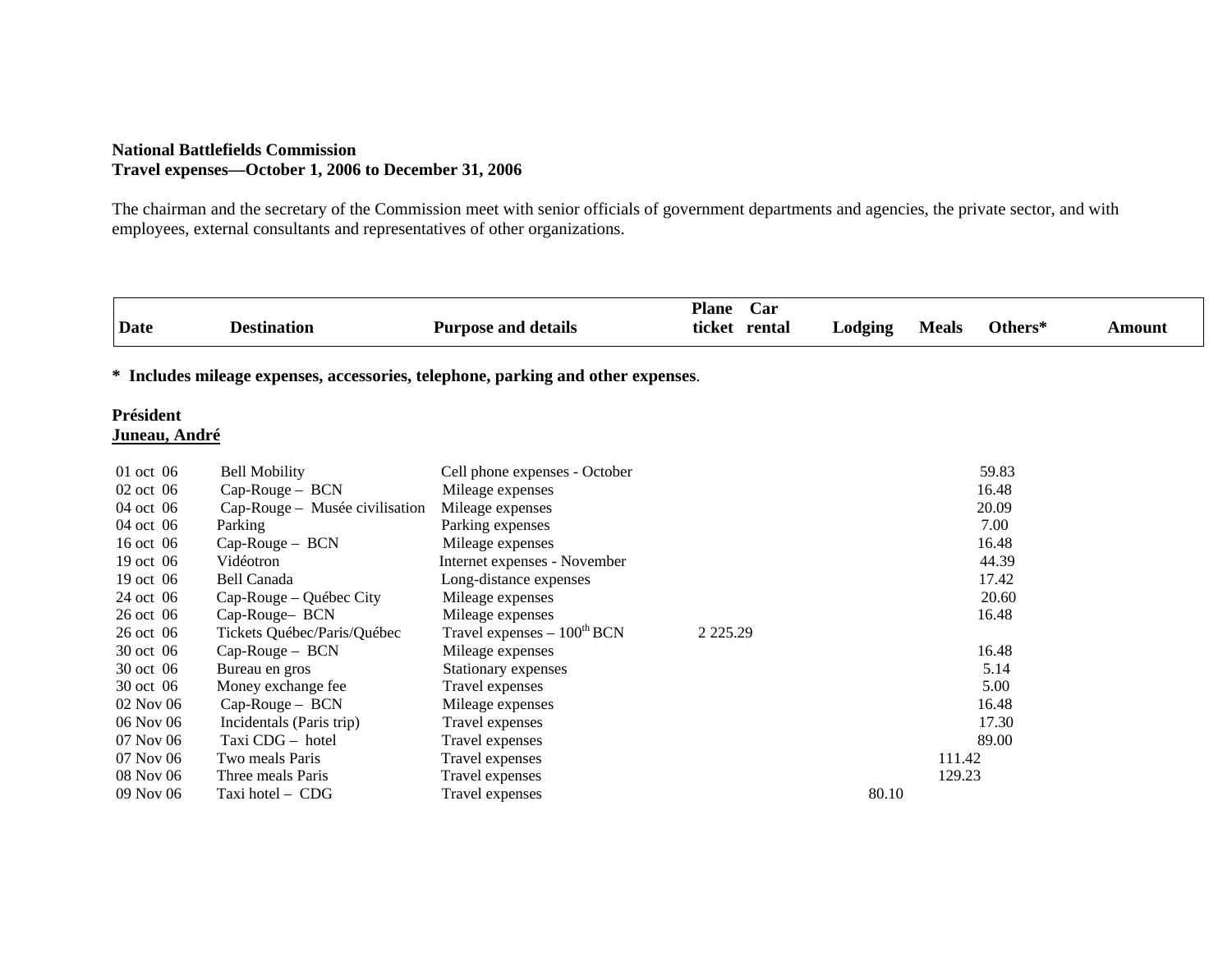**National Battlefields Commission**
**Travel expenses—October 1, 2006 to December 31, 2006**

The chairman and the secretary of the Commission meet with senior officials of government departments and agencies, the private sector, and with employees, external consultants and representatives of other organizations.

**\* Includes mileage expenses, accessories, telephone, parking and other expenses**.

**Président**
**Juneau, André**

| Date | Destination | Purpose and details | Plane ticket | Car rental | Lodging | Meals | Others* | Amount |
|---|---|---|---|---|---|---|---|---|
| 01 oct 06 | Bell Mobility | Cell phone expenses - October | | | | | 59.83 | |
| 02 oct 06 | Cap-Rouge – BCN | Mileage expenses | | | | | 16.48 | |
| 04 oct 06 | Cap-Rouge – Musée civilisation | Mileage expenses | | | | | 20.09 | |
| 04 oct 06 | Parking | Parking expenses | | | | | 7.00 | |
| 16 oct 06 | Cap-Rouge – BCN | Mileage expenses | | | | | 16.48 | |
| 19 oct 06 | Vidéotron | Internet expenses - November | | | | | 44.39 | |
| 19 oct 06 | Bell Canada | Long-distance expenses | | | | | 17.42 | |
| 24 oct 06 | Cap-Rouge – Québec City | Mileage expenses | | | | | 20.60 | |
| 26 oct 06 | Cap-Rouge– BCN | Mileage expenses | | | | | 16.48 | |
| 26 oct 06 | Tickets Québec/Paris/Québec | Travel expenses – 100th BCN | 2 225.29 | | | | | |
| 30 oct 06 | Cap-Rouge – BCN | Mileage expenses | | | | | 16.48 | |
| 30 oct 06 | Bureau en gros | Stationary expenses | | | | | 5.14 | |
| 30 oct 06 | Money exchange fee | Travel expenses | | | | | 5.00 | |
| 02 Nov 06 | Cap-Rouge – BCN | Mileage expenses | | | | | 16.48 | |
| 06 Nov 06 | Incidentals (Paris trip) | Travel expenses | | | | | 17.30 | |
| 07 Nov 06 | Taxi CDG – hotel | Travel expenses | | | | | 89.00 | |
| 07 Nov 06 | Two meals Paris | Travel expenses | | | | 111.42 | | |
| 08 Nov 06 | Three meals Paris | Travel expenses | | | | 129.23 | | |
| 09 Nov 06 | Taxi hotel – CDG | Travel expenses | | | 80.10 | | | |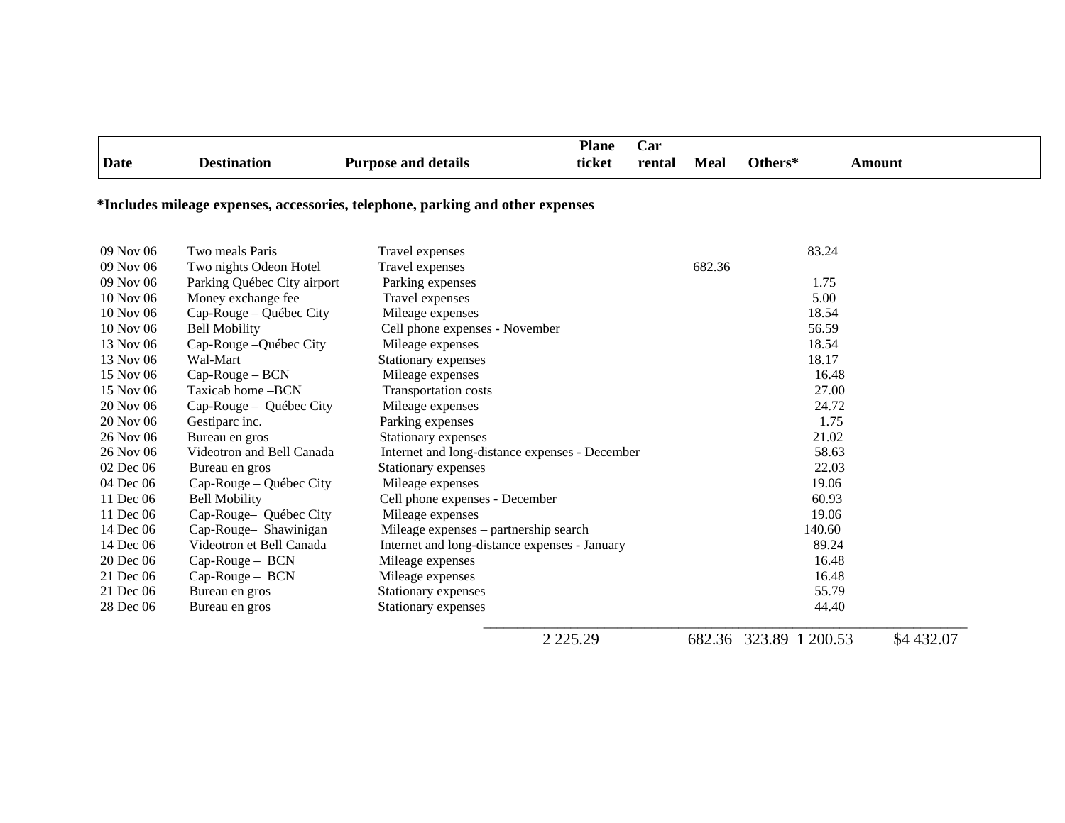*Includes mileage expenses, accessories, telephone, parking and other expenses

| Date | Destination | Purpose and details | Plane ticket | Car rental | Meal | Others* | Amount |
|---|---|---|---|---|---|---|---|
| 09 Nov 06 | Two meals Paris | Travel expenses | | | | 83.24 | |
| 09 Nov 06 | Two nights Odeon Hotel | Travel expenses | | | 682.36 | | |
| 09 Nov 06 | Parking Québec City airport | Parking expenses | | | | 1.75 | |
| 10 Nov 06 | Money exchange fee | Travel expenses | | | | 5.00 | |
| 10 Nov 06 | Cap-Rouge – Québec City | Mileage expenses | | | | 18.54 | |
| 10 Nov 06 | Bell Mobility | Cell phone expenses - November | | | | 56.59 | |
| 13 Nov 06 | Cap-Rouge –Québec City | Mileage expenses | | | | 18.54 | |
| 13 Nov 06 | Wal-Mart | Stationary expenses | | | | 18.17 | |
| 15 Nov 06 | Cap-Rouge – BCN | Mileage expenses | | | | 16.48 | |
| 15 Nov 06 | Taxicab home –BCN | Transportation costs | | | | 27.00 | |
| 20 Nov 06 | Cap-Rouge – Québec City | Mileage expenses | | | | 24.72 | |
| 20 Nov 06 | Gestiparc inc. | Parking expenses | | | | 1.75 | |
| 26 Nov 06 | Bureau en gros | Stationary expenses | | | | 21.02 | |
| 26 Nov 06 | Videotron and Bell Canada | Internet and long-distance expenses - December | | | | 58.63 | |
| 02 Dec 06 | Bureau en gros | Stationary expenses | | | | 22.03 | |
| 04 Dec 06 | Cap-Rouge – Québec City | Mileage expenses | | | | 19.06 | |
| 11 Dec 06 | Bell Mobility | Cell phone expenses - December | | | | 60.93 | |
| 11 Dec 06 | Cap-Rouge– Québec City | Mileage expenses | | | | 19.06 | |
| 14 Dec 06 | Cap-Rouge– Shawinigan | Mileage expenses – partnership search | | | | 140.60 | |
| 14 Dec 06 | Videotron et Bell Canada | Internet and long-distance expenses - January | | | | 89.24 | |
| 20 Dec 06 | Cap-Rouge – BCN | Mileage expenses | | | | 16.48 | |
| 21 Dec 06 | Cap-Rouge – BCN | Mileage expenses | | | | 16.48 | |
| 21 Dec 06 | Bureau en gros | Stationary expenses | | | | 55.79 | |
| 28 Dec 06 | Bureau en gros | Stationary expenses | | | | 44.40 | |
| | | | 2 225.29 | | 682.36 | 323.89 1 200.53 | $4 432.07 |